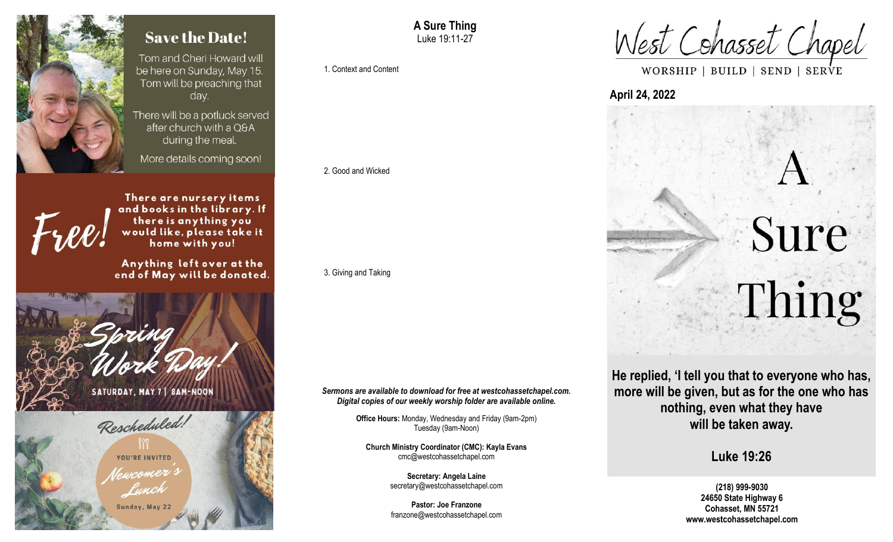## Save the Date!

Tom and Cheri Howard will be here on Sunday, May 15. Tom will be preaching that day.

There will be a potluck served after church with a Q&A during the meal.

More details coming soon!

**Free!**

**There are nursery items and books in the library. If there is anything you would like, please take it home with you!**

**Anything left over at the end of May will be donated.**

**Spring Work Day!**

SATURDAY, MAY 7 | 8AM-NOON

Rescheduled!

YOU'RE INVITED

Newcomer's Lunch

Sunday, May 22

# A Sure Thing

Luke 19:11-27

1. Context and Content

2. Good and Wicked

3. Giving and Taking

***Sermons are available to download for free at westcohassetchapel.com. Digital copies of our weekly worship folder are available online.***

**Office Hours:** Monday, Wednesday and Friday (9am-2pm)
Tuesday (9am-Noon)

**Church Ministry Coordinator (CMC): Kayla Evans**
cmc@westcohassetchapel.com

**Secretary: Angela Laine**
secretary@westcohassetchapel.com

**Pastor: Joe Franzone**
franzone@westcohassetchapel.com

# West Cohasset Chapel

WORSHIP | BUILD | SEND | SERVE

**April 24, 2022**

A Sure Thing

**He replied, 'I tell you that to everyone who has, more will be given, but as for the one who has nothing, even what they have will be taken away.**

**Luke 19:26**

**(218) 999-9030**
**24650 State Highway 6**
**Cohasset, MN 55721**
**www.westcohassetchapel.com**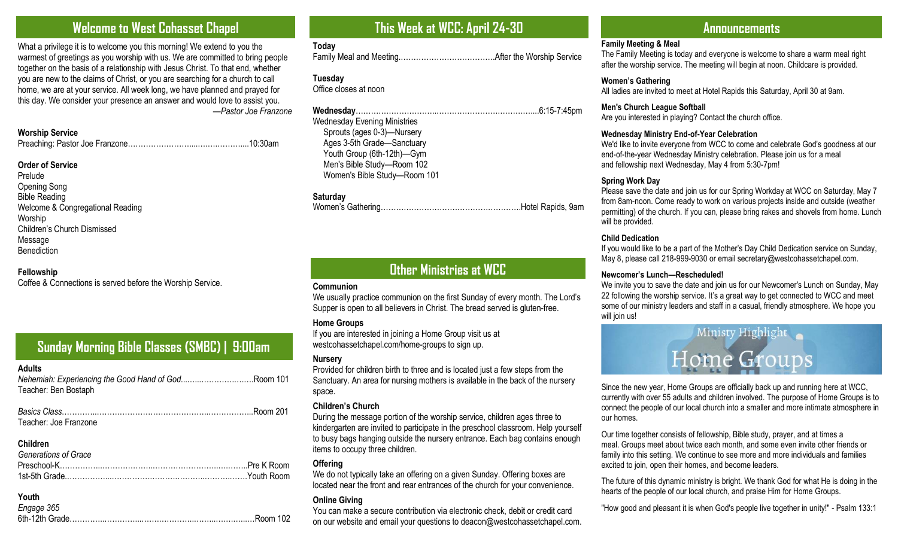## Welcome to West Cohasset Chapel

What a privilege it is to welcome you this morning! We extend to you the warmest of greetings as you worship with us. We are committed to bring people together on the basis of a relationship with Jesus Christ. To that end, whether you are new to the claims of Christ, or you are searching for a church to call home, we are at your service. All week long, we have planned and prayed for this day. We consider your presence an answer and would love to assist you.

*—Pastor Joe Franzone*

**Worship Service**

Preaching: Pastor Joe Franzone……………………...…….…………....10:30am

**Order of Service**

Prelude
Opening Song
Bible Reading
Welcome & Congregational Reading
Worship
Children's Church Dismissed
Message
Benediction

**Fellowship**

Coffee & Connections is served before the Worship Service.

## Sunday Morning Bible Classes (SMBC) | 9:00am

**Adults**

*Nehemiah: Experiencing the Good Hand of God*...…...…………….……Room 101
Teacher: Ben Bostaph

*Basics Class*…………...……………………………………...……………...Room 201
Teacher: Joe Franzone

**Children**

*Generations of Grace*
Preschool-K……………...…………………..…………………...…………..Pre K Room
1st-5th Grade………………...…………………………………...……….……Youth Room

**Youth**

*Engage 365*
6th-12th Grade…………...………...…………………...……...………...…..Room 102

## This Week at WCC: April 24-30

**Today**

Family Meal and Meeting..……………………………….After the Worship Service

**Tuesday**

Office closes at noon

**Wednesday**…………………………..…………………………………...6:15-7:45pm
Wednesday Evening Ministries
- Sprouts (ages 0-3)—Nursery
- Ages 3-5th Grade—Sanctuary
- Youth Group (6th-12th)—Gym
- Men's Bible Study—Room 102
- Women's Bible Study—Room 101

**Saturday**

Women's Gathering……………………………………………….Hotel Rapids, 9am

## Other Ministries at WCC

**Communion**

We usually practice communion on the first Sunday of every month. The Lord's Supper is open to all believers in Christ. The bread served is gluten-free.

**Home Groups**

If you are interested in joining a Home Group visit us at westcohassetchapel.com/home-groups to sign up.

**Nursery**

Provided for children birth to three and is located just a few steps from the Sanctuary. An area for nursing mothers is available in the back of the nursery space.

**Children's Church**

During the message portion of the worship service, children ages three to kindergarten are invited to participate in the preschool classroom. Help yourself to busy bags hanging outside the nursery entrance. Each bag contains enough items to occupy three children.

**Offering**

We do not typically take an offering on a given Sunday. Offering boxes are located near the front and rear entrances of the church for your convenience.

**Online Giving**

You can make a secure contribution via electronic check, debit or credit card on our website and email your questions to deacon@westcohassetchapel.com.

## Announcements

**Family Meeting & Meal**

The Family Meeting is today and everyone is welcome to share a warm meal right after the worship service. The meeting will begin at noon. Childcare is provided.

**Women's Gathering**

All ladies are invited to meet at Hotel Rapids this Saturday, April 30 at 9am.

**Men's Church League Softball**

Are you interested in playing? Contact the church office.

**Wednesday Ministry End-of-Year Celebration**

We'd like to invite everyone from WCC to come and celebrate God's goodness at our end-of-the-year Wednesday Ministry celebration. Please join us for a meal and fellowship next Wednesday, May 4 from 5:30-7pm!

**Spring Work Day**

Please save the date and join us for our Spring Workday at WCC on Saturday, May 7 from 8am-noon. Come ready to work on various projects inside and outside (weather permitting) of the church. If you can, please bring rakes and shovels from home. Lunch will be provided.

**Child Dedication**

If you would like to be a part of the Mother's Day Child Dedication service on Sunday, May 8, please call 218-999-9030 or email secretary@westcohassetchapel.com.

**Newcomer's Lunch—Rescheduled!**

We invite you to save the date and join us for our Newcomer's Lunch on Sunday, May 22 following the worship service. It's a great way to get connected to WCC and meet some of our ministry leaders and staff in a casual, friendly atmosphere. We hope you will join us!

### Ministry Highlight: Home Groups

Since the new year, Home Groups are officially back up and running here at WCC, currently with over 55 adults and children involved. The purpose of Home Groups is to connect the people of our local church into a smaller and more intimate atmosphere in our homes.

Our time together consists of fellowship, Bible study, prayer, and at times a meal. Groups meet about twice each month, and some even invite other friends or family into this setting. We continue to see more and more individuals and families excited to join, open their homes, and become leaders.

The future of this dynamic ministry is bright. We thank God for what He is doing in the hearts of the people of our local church, and praise Him for Home Groups.

"How good and pleasant it is when God's people live together in unity!" - Psalm 133:1